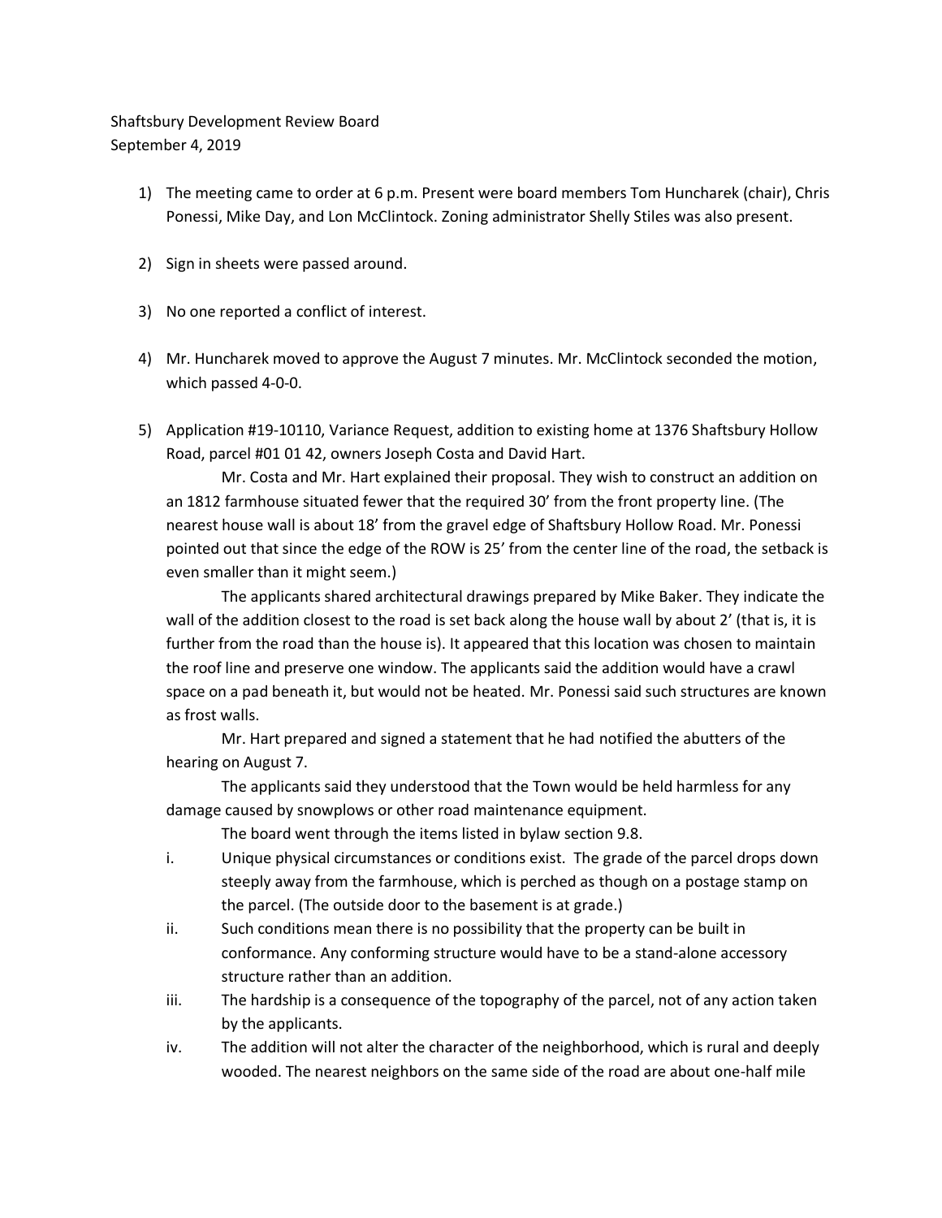Shaftsbury Development Review Board
September 4, 2019

1) The meeting came to order at 6 p.m. Present were board members Tom Huncharek (chair), Chris Ponessi, Mike Day, and Lon McClintock. Zoning administrator Shelly Stiles was also present.

2) Sign in sheets were passed around.

3) No one reported a conflict of interest.

4) Mr. Huncharek moved to approve the August 7 minutes. Mr. McClintock seconded the motion, which passed 4-0-0.

5) Application #19-10110, Variance Request, addition to existing home at 1376 Shaftsbury Hollow Road, parcel #01 01 42, owners Joseph Costa and David Hart.

   Mr. Costa and Mr. Hart explained their proposal. They wish to construct an addition on an 1812 farmhouse situated fewer that the required 30' from the front property line. (The nearest house wall is about 18' from the gravel edge of Shaftsbury Hollow Road. Mr. Ponessi pointed out that since the edge of the ROW is 25' from the center line of the road, the setback is even smaller than it might seem.)

   The applicants shared architectural drawings prepared by Mike Baker. They indicate the wall of the addition closest to the road is set back along the house wall by about 2' (that is, it is further from the road than the house is). It appeared that this location was chosen to maintain the roof line and preserve one window. The applicants said the addition would have a crawl space on a pad beneath it, but would not be heated. Mr. Ponessi said such structures are known as frost walls.

   Mr. Hart prepared and signed a statement that he had notified the abutters of the hearing on August 7.

   The applicants said they understood that the Town would be held harmless for any damage caused by snowplows or other road maintenance equipment.

   The board went through the items listed in bylaw section 9.8.

   i. Unique physical circumstances or conditions exist. The grade of the parcel drops down steeply away from the farmhouse, which is perched as though on a postage stamp on the parcel. (The outside door to the basement is at grade.)

   ii. Such conditions mean there is no possibility that the property can be built in conformance. Any conforming structure would have to be a stand-alone accessory structure rather than an addition.

   iii. The hardship is a consequence of the topography of the parcel, not of any action taken by the applicants.

   iv. The addition will not alter the character of the neighborhood, which is rural and deeply wooded. The nearest neighbors on the same side of the road are about one-half mile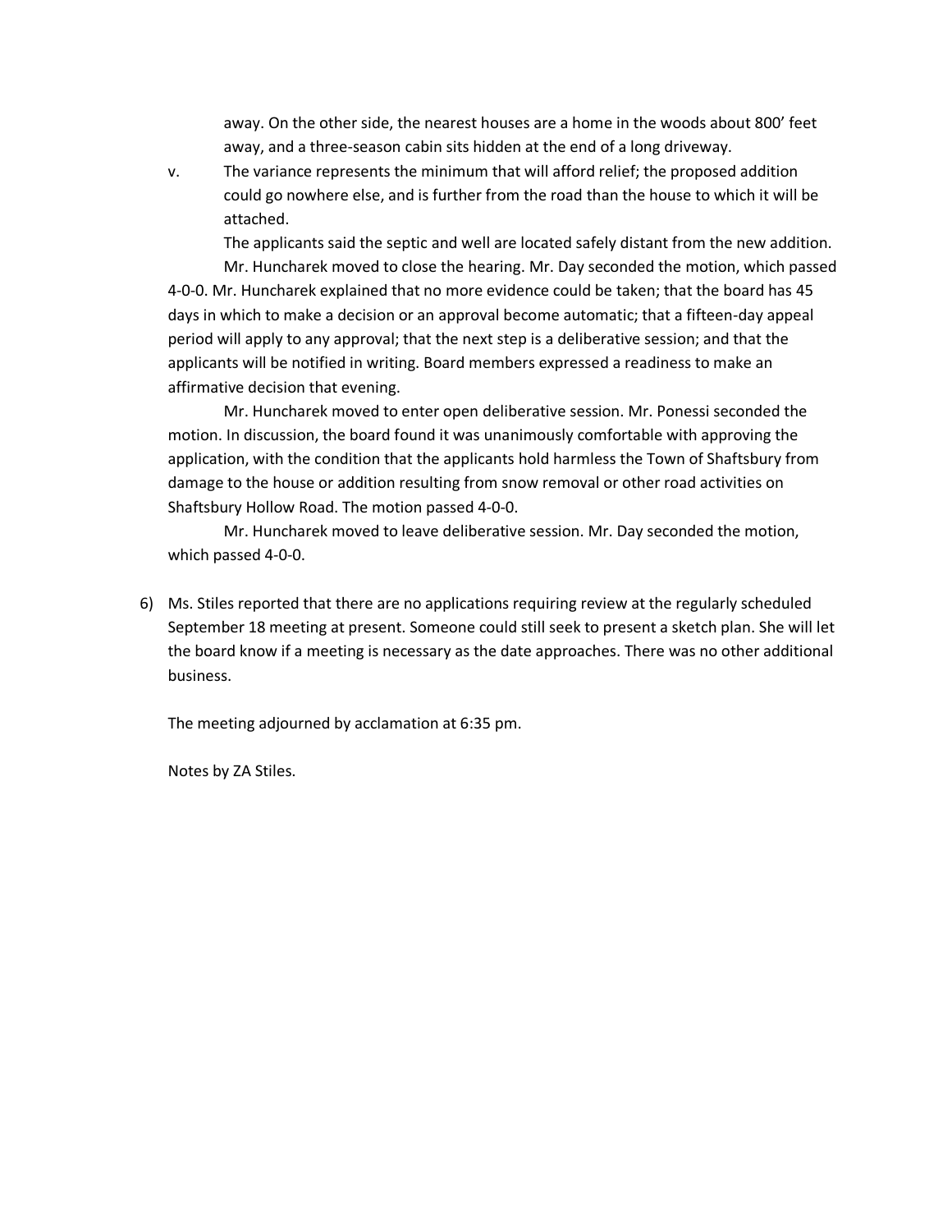away. On the other side, the nearest houses are a home in the woods about 800' feet away, and a three-season cabin sits hidden at the end of a long driveway.

v. The variance represents the minimum that will afford relief; the proposed addition could go nowhere else, and is further from the road than the house to which it will be attached.

The applicants said the septic and well are located safely distant from the new addition.

Mr. Huncharek moved to close the hearing. Mr. Day seconded the motion, which passed 4-0-0. Mr. Huncharek explained that no more evidence could be taken; that the board has 45 days in which to make a decision or an approval become automatic; that a fifteen-day appeal period will apply to any approval; that the next step is a deliberative session; and that the applicants will be notified in writing. Board members expressed a readiness to make an affirmative decision that evening.

Mr. Huncharek moved to enter open deliberative session. Mr. Ponessi seconded the motion. In discussion, the board found it was unanimously comfortable with approving the application, with the condition that the applicants hold harmless the Town of Shaftsbury from damage to the house or addition resulting from snow removal or other road activities on Shaftsbury Hollow Road. The motion passed 4-0-0.

Mr. Huncharek moved to leave deliberative session. Mr. Day seconded the motion, which passed 4-0-0.

6) Ms. Stiles reported that there are no applications requiring review at the regularly scheduled September 18 meeting at present. Someone could still seek to present a sketch plan. She will let the board know if a meeting is necessary as the date approaches. There was no other additional business.

The meeting adjourned by acclamation at 6:35 pm.

Notes by ZA Stiles.